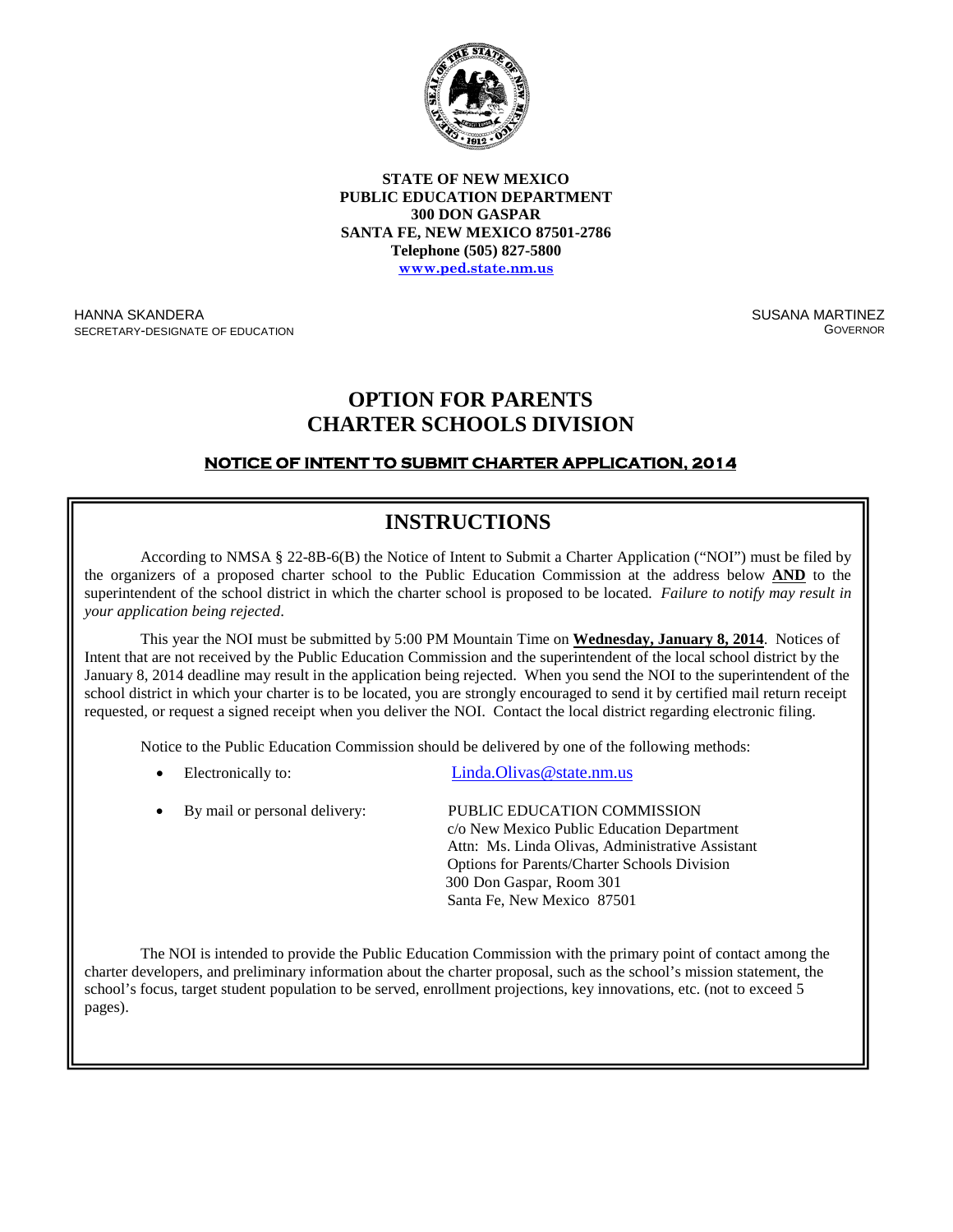**STATE OF NEW MEXICO**
**PUBLIC EDUCATION DEPARTMENT**
**300 DON GASPAR**
**SANTA FE, NEW MEXICO 87501-2786**
**Telephone (505) 827-5800**
**www.ped.state.nm.us**

HANNA SKANDERA
SECRETARY-DESIGNATE OF EDUCATION

SUSANA MARTINEZ
GOVERNOR

# OPTION FOR PARENTS CHARTER SCHOOLS DIVISION

## NOTICE OF INTENT TO SUBMIT CHARTER APPLICATION, 2014

## INSTRUCTIONS

According to NMSA § 22-8B-6(B) the Notice of Intent to Submit a Charter Application ("NOI") must be filed by the organizers of a proposed charter school to the Public Education Commission at the address below **AND** to the superintendent of the school district in which the charter school is proposed to be located. *Failure to notify may result in your application being rejected*.

This year the NOI must be submitted by 5:00 PM Mountain Time on **Wednesday, January 8, 2014**. Notices of Intent that are not received by the Public Education Commission and the superintendent of the local school district by the January 8, 2014 deadline may result in the application being rejected. When you send the NOI to the superintendent of the school district in which your charter is to be located, you are strongly encouraged to send it by certified mail return receipt requested, or request a signed receipt when you deliver the NOI. Contact the local district regarding electronic filing.

Notice to the Public Education Commission should be delivered by one of the following methods:

- Electronically to: Linda.Olivas@state.nm.us
- By mail or personal delivery:
  PUBLIC EDUCATION COMMISSION
  c/o New Mexico Public Education Department
  Attn: Ms. Linda Olivas, Administrative Assistant
  Options for Parents/Charter Schools Division
  300 Don Gaspar, Room 301
  Santa Fe, New Mexico 87501

The NOI is intended to provide the Public Education Commission with the primary point of contact among the charter developers, and preliminary information about the charter proposal, such as the school's mission statement, the school's focus, target student population to be served, enrollment projections, key innovations, etc. (not to exceed 5 pages).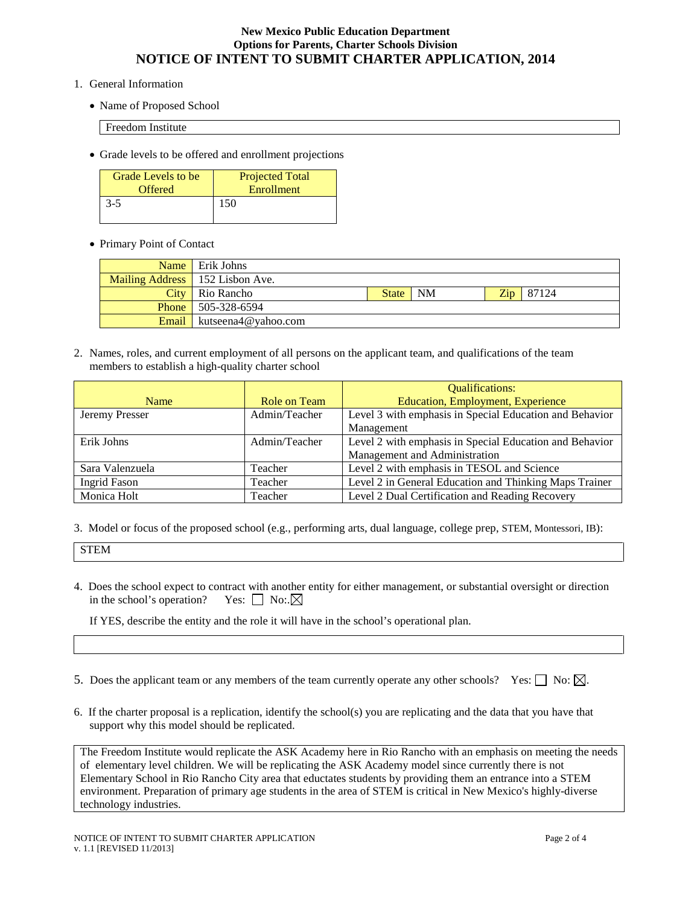**New Mexico Public Education Department**
**Options for Parents, Charter Schools Division**

# NOTICE OF INTENT TO SUBMIT CHARTER APPLICATION, 2014

1. General Information

   - Name of Proposed School

     Freedom Institute

   - Grade levels to be offered and enrollment projections

| Grade Levels to be Offered | Projected Total Enrollment |
|---|---|
| 3-5 | 150 |

   - Primary Point of Contact

| | | | | | |
|---|---|---|---|---|---|
| Name | Erik Johns | | | | |
| Mailing Address | 152 Lisbon Ave. | | | | |
| City | Rio Rancho | State | NM | Zip | 87124 |
| Phone | 505-328-6594 | | | | |
| Email | kutseena4@yahoo.com | | | | |

2. Names, roles, and current employment of all persons on the applicant team, and qualifications of the team members to establish a high-quality charter school

| Name | Role on Team | Qualifications: Education, Employment, Experience |
|---|---|---|
| Jeremy Presser | Admin/Teacher | Level 3 with emphasis in Special Education and Behavior Management |
| Erik Johns | Admin/Teacher | Level 2 with emphasis in Special Education and Behavior Management and Administration |
| Sara Valenzuela | Teacher | Level 2 with emphasis in TESOL and Science |
| Ingrid Fason | Teacher | Level 2 in General Education and Thinking Maps Trainer |
| Monica Holt | Teacher | Level 2 Dual Certification and Reading Recovery |

3. Model or focus of the proposed school (e.g., performing arts, dual language, college prep, STEM, Montessori, IB):

   STEM

4. Does the school expect to contract with another entity for either management, or substantial oversight or direction in the school's operation? Yes: ☐ No:.☒

   If YES, describe the entity and the role it will have in the school's operational plan.

5. Does the applicant team or any members of the team currently operate any other schools? Yes: ☐ No: ☒.

6. If the charter proposal is a replication, identify the school(s) you are replicating and the data that you have that support why this model should be replicated.

   The Freedom Institute would replicate the ASK Academy here in Rio Rancho with an emphasis on meeting the needs of elementary level children. We will be replicating the ASK Academy model since currently there is not Elementary School in Rio Rancho City area that eductates students by providing them an entrance into a STEM environment. Preparation of primary age students in the area of STEM is critical in New Mexico's highly-diverse technology industries.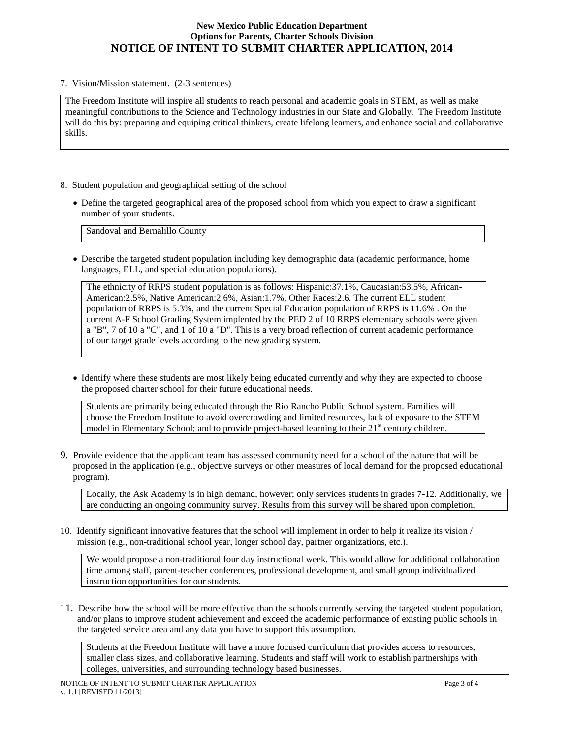7. Vision/Mission statement. (2-3 sentences)

The Freedom Institute will inspire all students to reach personal and academic goals in STEM, as well as make meaningful contributions to the Science and Technology industries in our State and Globally. The Freedom Institute will do this by: preparing and equiping critical thinkers, create lifelong learners, and enhance social and collaborative skills.

8. Student population and geographical setting of the school

- Define the targeted geographical area of the proposed school from which you expect to draw a significant number of your students.

  Sandoval and Bernalillo County

- Describe the targeted student population including key demographic data (academic performance, home languages, ELL, and special education populations).

  The ethnicity of RRPS student population is as follows: Hispanic:37.1%, Caucasian:53.5%, African-American:2.5%, Native American:2.6%, Asian:1.7%, Other Races:2.6. The current ELL student population of RRPS is 5.3%, and the current Special Education population of RRPS is 11.6% . On the current A-F School Grading System implented by the PED 2 of 10 RRPS elementary schools were given a "B", 7 of 10 a "C", and 1 of 10 a "D". This is a very broad reflection of current academic performance of our target grade levels according to the new grading system.

- Identify where these students are most likely being educated currently and why they are expected to choose the proposed charter school for their future educational needs.

  Students are primarily being educated through the Rio Rancho Public School system. Families will choose the Freedom Institute to avoid overcrowding and limited resources, lack of exposure to the STEM model in Elementary School; and to provide project-based learning to their 21st century children.

9. Provide evidence that the applicant team has assessed community need for a school of the nature that will be proposed in the application (e.g., objective surveys or other measures of local demand for the proposed educational program).

   Locally, the Ask Academy is in high demand, however; only services students in grades 7-12. Additionally, we are conducting an ongoing community survey. Results from this survey will be shared upon completion.

10. Identify significant innovative features that the school will implement in order to help it realize its vision / mission (e.g., non-traditional school year, longer school day, partner organizations, etc.).

    We would propose a non-traditional four day instructional week. This would allow for additional collaboration time among staff, parent-teacher conferences, professional development, and small group individualized instruction opportunities for our students.

11. Describe how the school will be more effective than the schools currently serving the targeted student population, and/or plans to improve student achievement and exceed the academic performance of existing public schools in the targeted service area and any data you have to support this assumption.

    Students at the Freedom Institute will have a more focused curriculum that provides access to resources, smaller class sizes, and collaborative learning. Students and staff will work to establish partnerships with colleges, universities, and surrounding technology based businesses.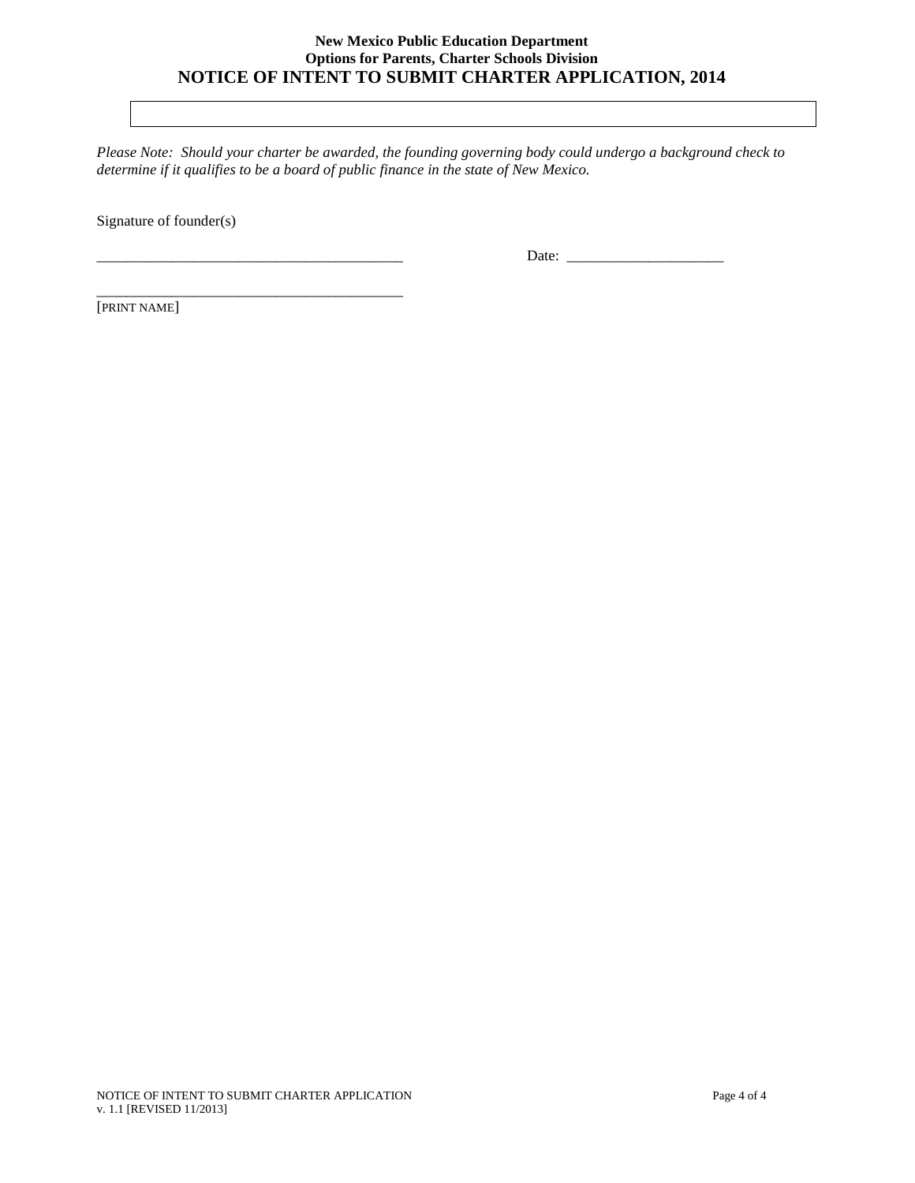*Please Note: Should your charter be awarded, the founding governing body could undergo a background check to determine if it qualifies to be a board of public finance in the state of New Mexico.*

Signature of founder(s)

_________________________________________ Date: _____________________

_________________________________________
[PRINT NAME]